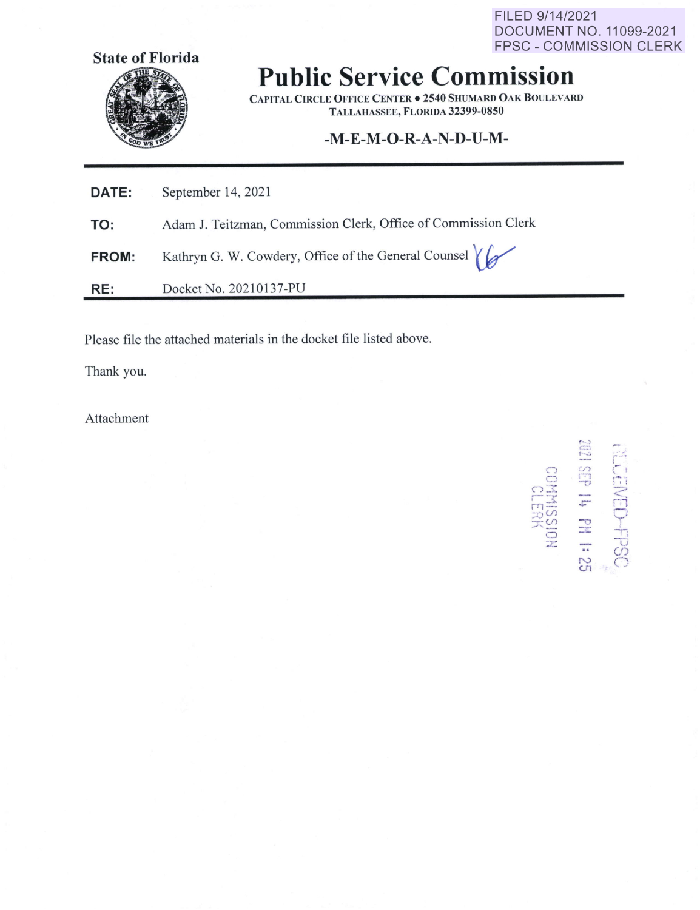FILED 9/14/2021
DOCUMENT NO. 11099-2021
FPSC - COMMISSION CLERK

**State of Florida**

# Public Service Commission

CAPITAL CIRCLE OFFICE CENTER • 2540 SHUMARD OAK BOULEVARD
TALLAHASSEE, FLORIDA 32399-0850

**-M-E-M-O-R-A-N-D-U-M-**

**DATE:** September 14, 2021

**TO:** Adam J. Teitzman, Commission Clerk, Office of Commission Clerk

**FROM:** Kathryn G. W. Cowdery, Office of the General Counsel

**RE:** Docket No. 20210137-PU

Please file the attached materials in the docket file listed above.

Thank you.

Attachment

RECEIVED-FPSC
2021 SEP 14 PM 1:25
COMMISSION CLERK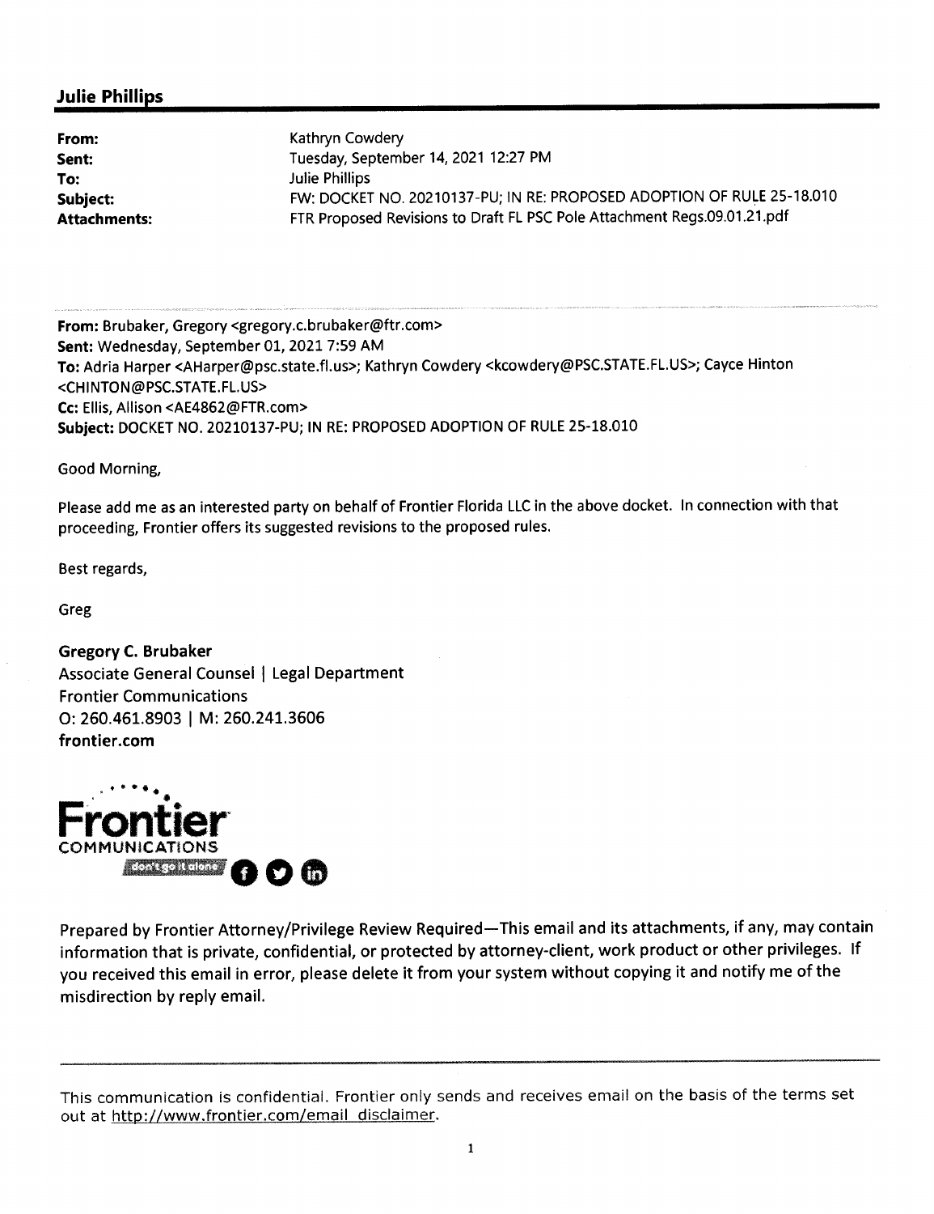## Julie Phillips

| | |
|---|---|
| **From:** | Kathryn Cowdery |
| **Sent:** | Tuesday, September 14, 2021 12:27 PM |
| **To:** | Julie Phillips |
| **Subject:** | FW: DOCKET NO. 20210137-PU; IN RE: PROPOSED ADOPTION OF RULE 25-18.010 |
| **Attachments:** | FTR Proposed Revisions to Draft FL PSC Pole Attachment Regs.09.01.21.pdf |

---

**From:** Brubaker, Gregory <gregory.c.brubaker@ftr.com>
**Sent:** Wednesday, September 01, 2021 7:59 AM
**To:** Adria Harper <AHarper@psc.state.fl.us>; Kathryn Cowdery <kcowdery@PSC.STATE.FL.US>; Cayce Hinton <CHINTON@PSC.STATE.FL.US>
**Cc:** Ellis, Allison <AE4862@FTR.com>
**Subject:** DOCKET NO. 20210137-PU; IN RE: PROPOSED ADOPTION OF RULE 25-18.010

Good Morning,

Please add me as an interested party on behalf of Frontier Florida LLC in the above docket. In connection with that proceeding, Frontier offers its suggested revisions to the proposed rules.

Best regards,

Greg

**Gregory C. Brubaker**
Associate General Counsel | Legal Department
Frontier Communications
O: 260.461.8903 | M: 260.241.3606
**frontier.com**

Frontier COMMUNICATIONS
don't go it alone

Prepared by Frontier Attorney/Privilege Review Required—This email and its attachments, if any, may contain information that is private, confidential, or protected by attorney-client, work product or other privileges. If you received this email in error, please delete it from your system without copying it and notify me of the misdirection by reply email.

---

This communication is confidential. Frontier only sends and receives email on the basis of the terms set out at http://www.frontier.com/email_disclaimer.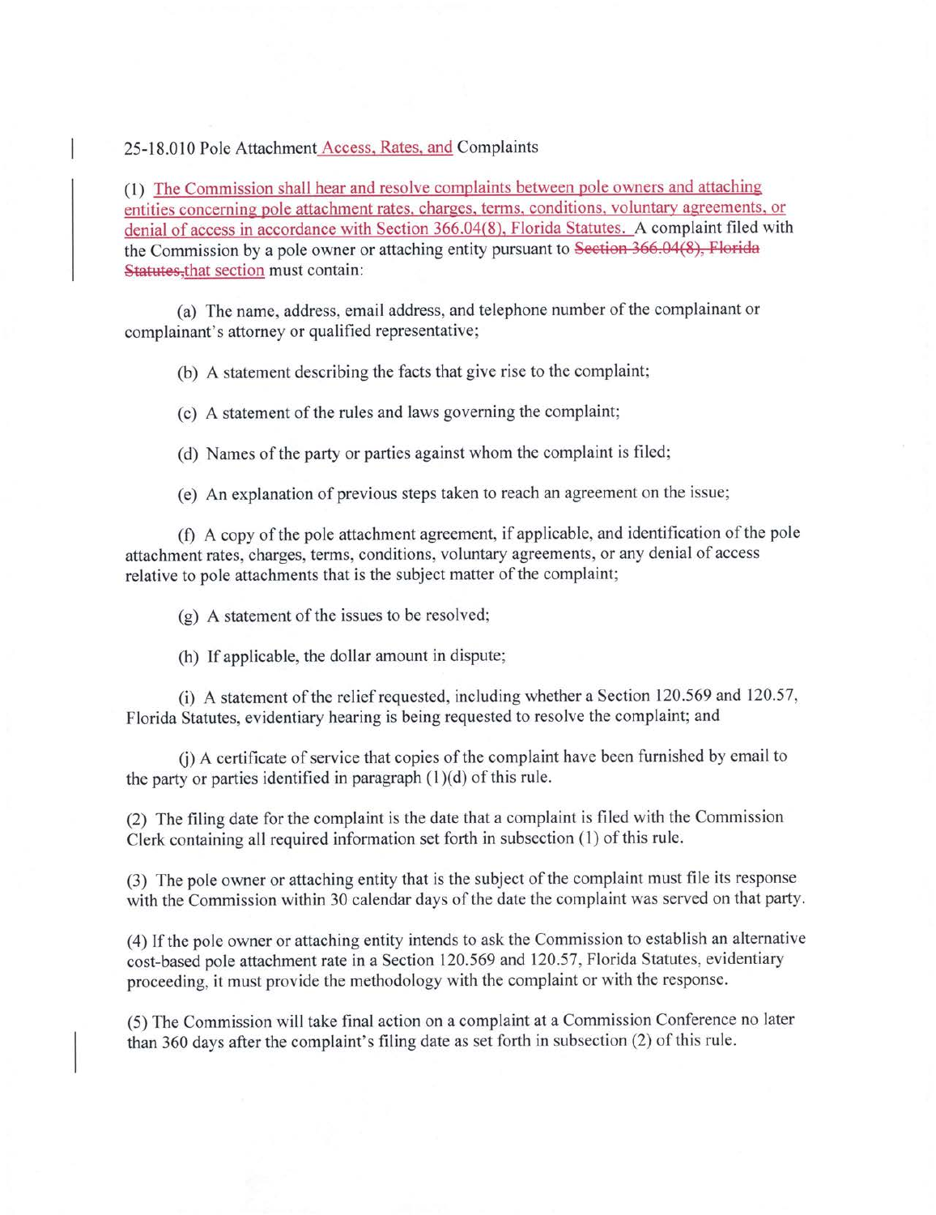25-18.010 Pole Attachment Access, Rates, and Complaints

(1) The Commission shall hear and resolve complaints between pole owners and attaching entities concerning pole attachment rates, charges, terms, conditions, voluntary agreements, or denial of access in accordance with Section 366.04(8), Florida Statutes. A complaint filed with the Commission by a pole owner or attaching entity pursuant to ~~Section 366.04(8), Florida Statutes,~~ that section must contain:

(a) The name, address, email address, and telephone number of the complainant or complainant's attorney or qualified representative;

(b) A statement describing the facts that give rise to the complaint;

(c) A statement of the rules and laws governing the complaint;

(d) Names of the party or parties against whom the complaint is filed;

(e) An explanation of previous steps taken to reach an agreement on the issue;

(f) A copy of the pole attachment agreement, if applicable, and identification of the pole attachment rates, charges, terms, conditions, voluntary agreements, or any denial of access relative to pole attachments that is the subject matter of the complaint;

(g) A statement of the issues to be resolved;

(h) If applicable, the dollar amount in dispute;

(i) A statement of the relief requested, including whether a Section 120.569 and 120.57, Florida Statutes, evidentiary hearing is being requested to resolve the complaint; and

(j) A certificate of service that copies of the complaint have been furnished by email to the party or parties identified in paragraph (1)(d) of this rule.

(2) The filing date for the complaint is the date that a complaint is filed with the Commission Clerk containing all required information set forth in subsection (1) of this rule.

(3) The pole owner or attaching entity that is the subject of the complaint must file its response with the Commission within 30 calendar days of the date the complaint was served on that party.

(4) If the pole owner or attaching entity intends to ask the Commission to establish an alternative cost-based pole attachment rate in a Section 120.569 and 120.57, Florida Statutes, evidentiary proceeding, it must provide the methodology with the complaint or with the response.

(5) The Commission will take final action on a complaint at a Commission Conference no later than 360 days after the complaint's filing date as set forth in subsection (2) of this rule.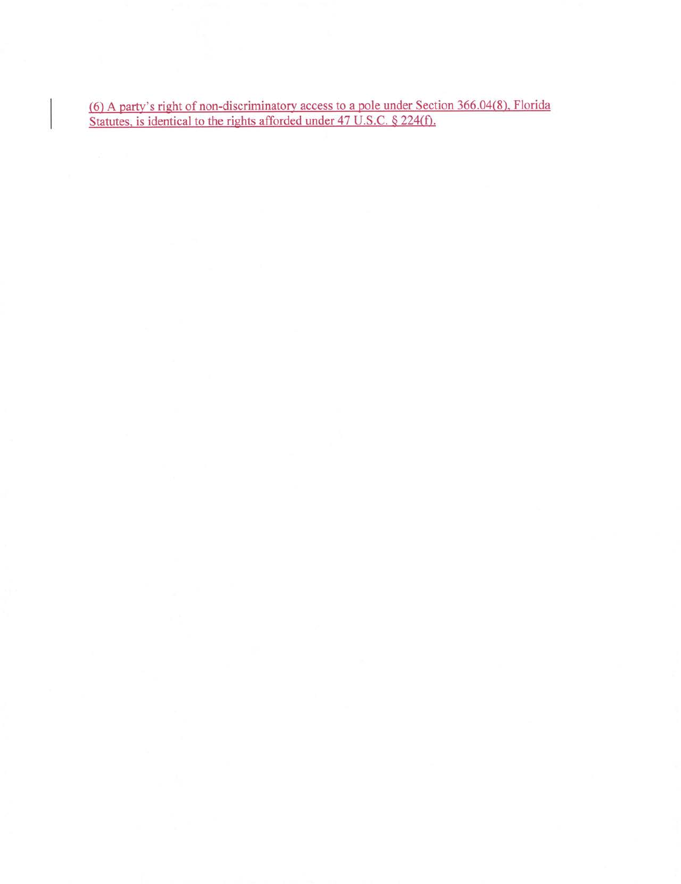(6) A party's right of non-discriminatory access to a pole under Section 366.04(8), Florida Statutes, is identical to the rights afforded under 47 U.S.C. § 224(f).